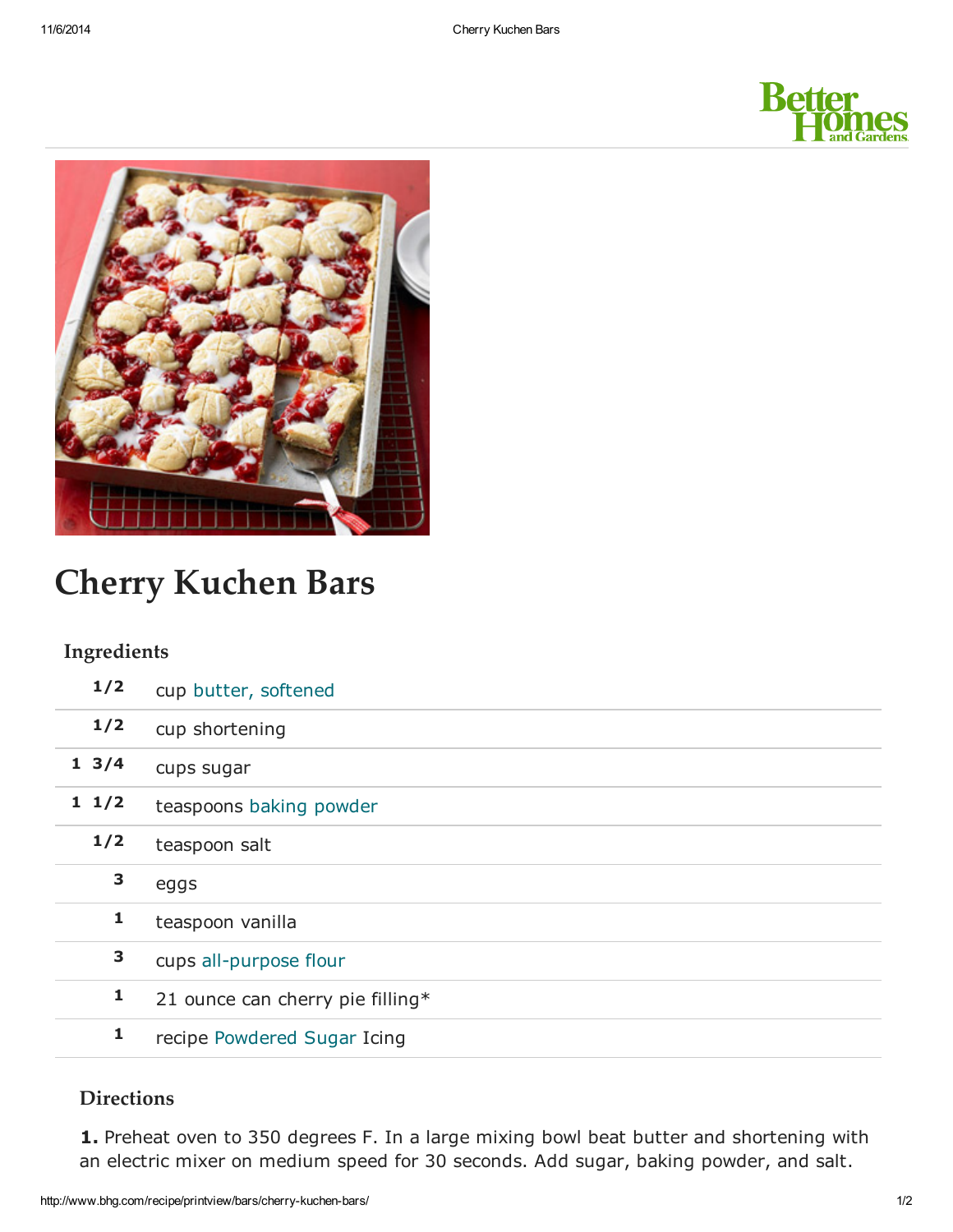# Cherry Kuchen Bars

## Ingredients

| | |
|---|---|
| 1/2 | cup butter, softened |
| 1/2 | cup shortening |
| 1 3/4 | cups sugar |
| 1 1/2 | teaspoons baking powder |
| 1/2 | teaspoon salt |
| 3 | eggs |
| 1 | teaspoon vanilla |
| 3 | cups all-purpose flour |
| 1 | 21 ounce can cherry pie filling* |
| 1 | recipe Powdered Sugar Icing |

## Directions

**1.** Preheat oven to 350 degrees F. In a large mixing bowl beat butter and shortening with an electric mixer on medium speed for 30 seconds. Add sugar, baking powder, and salt.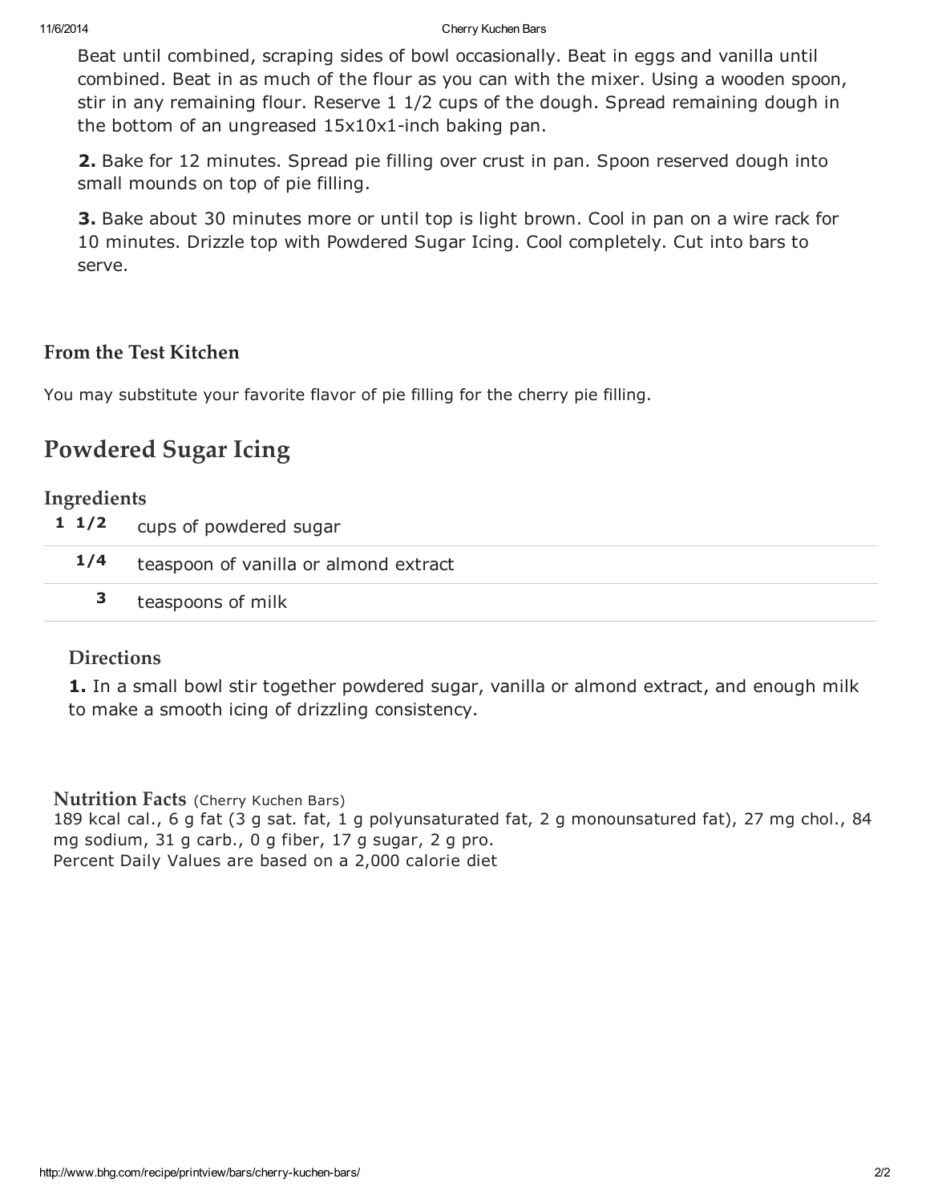Beat until combined, scraping sides of bowl occasionally. Beat in eggs and vanilla until combined. Beat in as much of the flour as you can with the mixer. Using a wooden spoon, stir in any remaining flour. Reserve 1 1/2 cups of the dough. Spread remaining dough in the bottom of an ungreased 15x10x1-inch baking pan.

**2.** Bake for 12 minutes. Spread pie filling over crust in pan. Spoon reserved dough into small mounds on top of pie filling.

**3.** Bake about 30 minutes more or until top is light brown. Cool in pan on a wire rack for 10 minutes. Drizzle top with Powdered Sugar Icing. Cool completely. Cut into bars to serve.

### From the Test Kitchen

You may substitute your favorite flavor of pie filling for the cherry pie filling.

## Powdered Sugar Icing

### Ingredients

| | |
|---|---|
| **1 1/2** | cups of powdered sugar |
| **1/4** | teaspoon of vanilla or almond extract |
| **3** | teaspoons of milk |

### Directions

**1.** In a small bowl stir together powdered sugar, vanilla or almond extract, and enough milk to make a smooth icing of drizzling consistency.

**Nutrition Facts** (Cherry Kuchen Bars)
189 kcal cal., 6 g fat (3 g sat. fat, 1 g polyunsaturated fat, 2 g monounsatured fat), 27 mg chol., 84 mg sodium, 31 g carb., 0 g fiber, 17 g sugar, 2 g pro.
Percent Daily Values are based on a 2,000 calorie diet